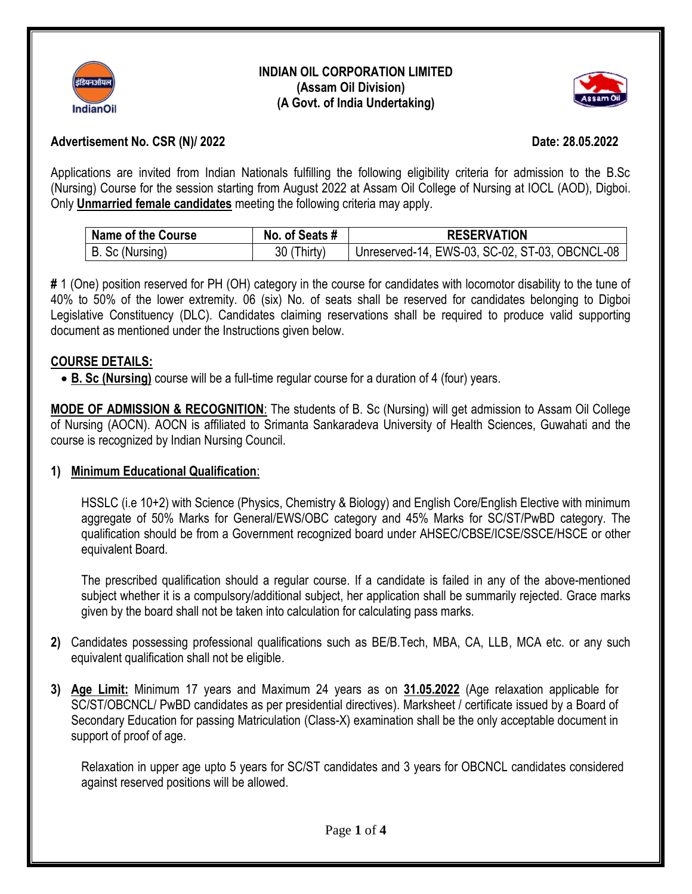**INDIAN OIL CORPORATION LIMITED**
**(Assam Oil Division)**
**(A Govt. of India Undertaking)**

**Advertisement No. CSR (N)/ 2022** **Date: 28.05.2022**

Applications are invited from Indian Nationals fulfilling the following eligibility criteria for admission to the B.Sc (Nursing) Course for the session starting from August 2022 at Assam Oil College of Nursing at IOCL (AOD), Digboi. Only **Unmarried female candidates** meeting the following criteria may apply.

| Name of the Course | No. of Seats # | RESERVATION |
|---|---|---|
| B. Sc (Nursing) | 30 (Thirty) | Unreserved-14, EWS-03, SC-02, ST-03, OBCNCL-08 |

**#** 1 (One) position reserved for PH (OH) category in the course for candidates with locomotor disability to the tune of 40% to 50% of the lower extremity. 06 (six) No. of seats shall be reserved for candidates belonging to Digboi Legislative Constituency (DLC). Candidates claiming reservations shall be required to produce valid supporting document as mentioned under the Instructions given below.

## COURSE DETAILS:

- **B. Sc (Nursing)** course will be a full-time regular course for a duration of 4 (four) years.

**MODE OF ADMISSION & RECOGNITION**: The students of B. Sc (Nursing) will get admission to Assam Oil College of Nursing (AOCN). AOCN is affiliated to Srimanta Sankaradeva University of Health Sciences, Guwahati and the course is recognized by Indian Nursing Council.

**1) Minimum Educational Qualification**:

HSSLC (i.e 10+2) with Science (Physics, Chemistry & Biology) and English Core/English Elective with minimum aggregate of 50% Marks for General/EWS/OBC category and 45% Marks for SC/ST/PwBD category. The qualification should be from a Government recognized board under AHSEC/CBSE/ICSE/SSCE/HSCE or other equivalent Board.

The prescribed qualification should a regular course. If a candidate is failed in any of the above-mentioned subject whether it is a compulsory/additional subject, her application shall be summarily rejected. Grace marks given by the board shall not be taken into calculation for calculating pass marks.

**2)** Candidates possessing professional qualifications such as BE/B.Tech, MBA, CA, LLB, MCA etc. or any such equivalent qualification shall not be eligible.

**3) Age Limit:** Minimum 17 years and Maximum 24 years as on **31.05.2022** (Age relaxation applicable for SC/ST/OBCNCL/ PwBD candidates as per presidential directives). Marksheet / certificate issued by a Board of Secondary Education for passing Matriculation (Class-X) examination shall be the only acceptable document in support of proof of age.

Relaxation in upper age upto 5 years for SC/ST candidates and 3 years for OBCNCL candidates considered against reserved positions will be allowed.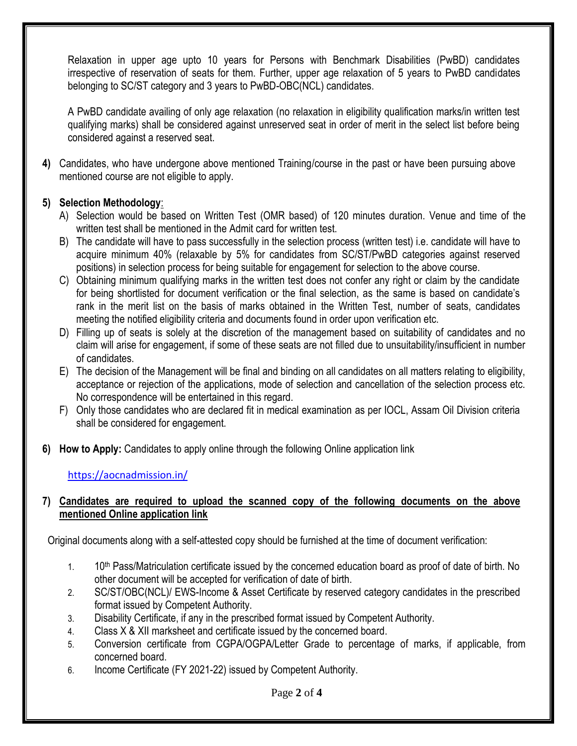Relaxation in upper age upto 10 years for Persons with Benchmark Disabilities (PwBD) candidates irrespective of reservation of seats for them. Further, upper age relaxation of 5 years to PwBD candidates belonging to SC/ST category and 3 years to PwBD-OBC(NCL) candidates.

A PwBD candidate availing of only age relaxation (no relaxation in eligibility qualification marks/in written test qualifying marks) shall be considered against unreserved seat in order of merit in the select list before being considered against a reserved seat.

**4)** Candidates, who have undergone above mentioned Training/course in the past or have been pursuing above mentioned course are not eligible to apply.

**5) Selection Methodology**:

A) Selection would be based on Written Test (OMR based) of 120 minutes duration. Venue and time of the written test shall be mentioned in the Admit card for written test.

B) The candidate will have to pass successfully in the selection process (written test) i.e. candidate will have to acquire minimum 40% (relaxable by 5% for candidates from SC/ST/PwBD categories against reserved positions) in selection process for being suitable for engagement for selection to the above course.

C) Obtaining minimum qualifying marks in the written test does not confer any right or claim by the candidate for being shortlisted for document verification or the final selection, as the same is based on candidate's rank in the merit list on the basis of marks obtained in the Written Test, number of seats, candidates meeting the notified eligibility criteria and documents found in order upon verification etc.

D) Filling up of seats is solely at the discretion of the management based on suitability of candidates and no claim will arise for engagement, if some of these seats are not filled due to unsuitability/insufficient in number of candidates.

E) The decision of the Management will be final and binding on all candidates on all matters relating to eligibility, acceptance or rejection of the applications, mode of selection and cancellation of the selection process etc. No correspondence will be entertained in this regard.

F) Only those candidates who are declared fit in medical examination as per IOCL, Assam Oil Division criteria shall be considered for engagement.

**6) How to Apply:** Candidates to apply online through the following Online application link

https://aocnadmission.in/

**7) Candidates are required to upload the scanned copy of the following documents on the above mentioned Online application link**

Original documents along with a self-attested copy should be furnished at the time of document verification:

1. 10th Pass/Matriculation certificate issued by the concerned education board as proof of date of birth. No other document will be accepted for verification of date of birth.
2. SC/ST/OBC(NCL)/ EWS-Income & Asset Certificate by reserved category candidates in the prescribed format issued by Competent Authority.
3. Disability Certificate, if any in the prescribed format issued by Competent Authority.
4. Class X & XII marksheet and certificate issued by the concerned board.
5. Conversion certificate from CGPA/OGPA/Letter Grade to percentage of marks, if applicable, from concerned board.
6. Income Certificate (FY 2021-22) issued by Competent Authority.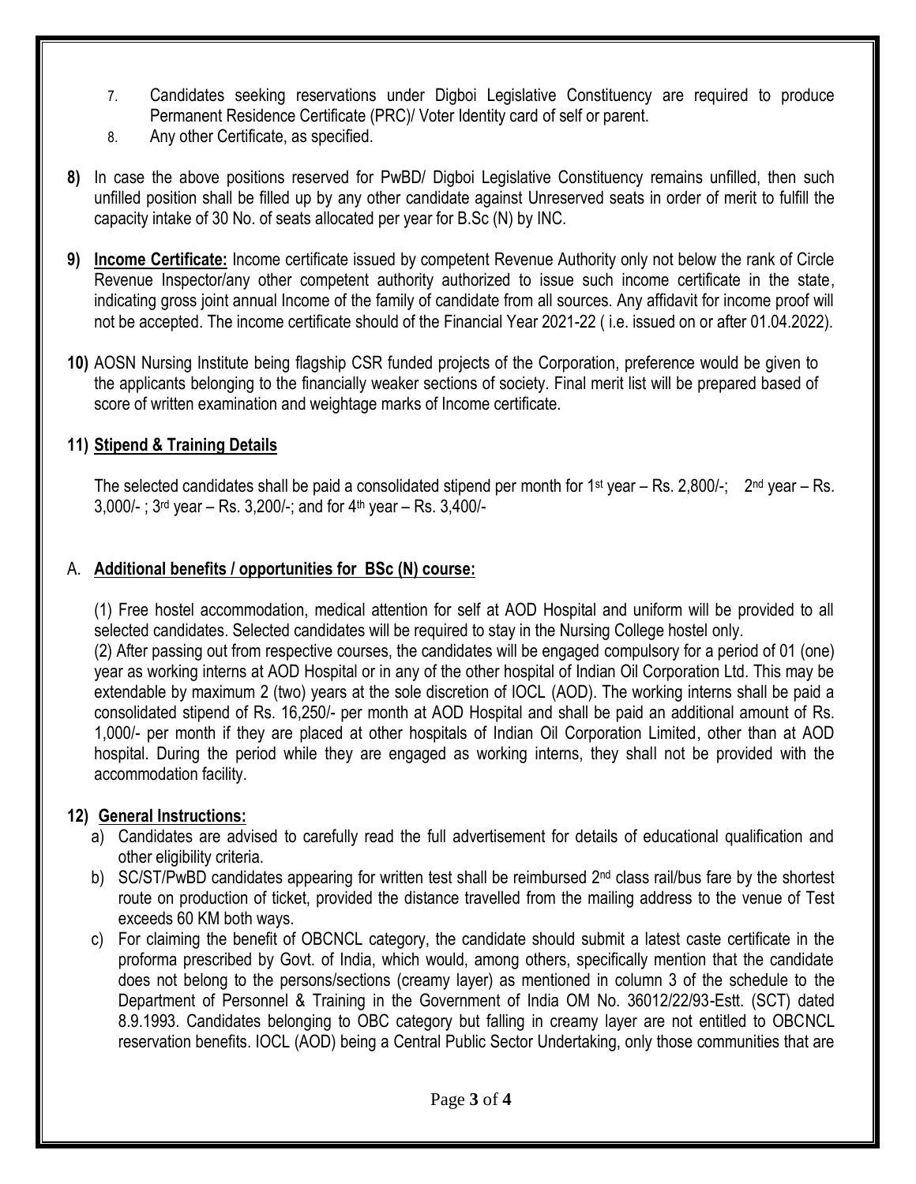7. Candidates seeking reservations under Digboi Legislative Constituency are required to produce Permanent Residence Certificate (PRC)/ Voter Identity card of self or parent.
8. Any other Certificate, as specified.

**8)** In case the above positions reserved for PwBD/ Digboi Legislative Constituency remains unfilled, then such unfilled position shall be filled up by any other candidate against Unreserved seats in order of merit to fulfill the capacity intake of 30 No. of seats allocated per year for B.Sc (N) by INC.

**9)** **Income Certificate:** Income certificate issued by competent Revenue Authority only not below the rank of Circle Revenue Inspector/any other competent authority authorized to issue such income certificate in the state, indicating gross joint annual Income of the family of candidate from all sources. Any affidavit for income proof will not be accepted. The income certificate should of the Financial Year 2021-22 ( i.e. issued on or after 01.04.2022).

**10)** AOSN Nursing Institute being flagship CSR funded projects of the Corporation, preference would be given to the applicants belonging to the financially weaker sections of society. Final merit list will be prepared based of score of written examination and weightage marks of Income certificate.

**11) Stipend & Training Details**

The selected candidates shall be paid a consolidated stipend per month for 1st year – Rs. 2,800/-; 2nd year – Rs. 3,000/- ; 3rd year – Rs. 3,200/-; and for 4th year – Rs. 3,400/-

A. **Additional benefits / opportunities for BSc (N) course:**

(1) Free hostel accommodation, medical attention for self at AOD Hospital and uniform will be provided to all selected candidates. Selected candidates will be required to stay in the Nursing College hostel only.
(2) After passing out from respective courses, the candidates will be engaged compulsory for a period of 01 (one) year as working interns at AOD Hospital or in any of the other hospital of Indian Oil Corporation Ltd. This may be extendable by maximum 2 (two) years at the sole discretion of IOCL (AOD). The working interns shall be paid a consolidated stipend of Rs. 16,250/- per month at AOD Hospital and shall be paid an additional amount of Rs. 1,000/- per month if they are placed at other hospitals of Indian Oil Corporation Limited, other than at AOD hospital. During the period while they are engaged as working interns, they shall not be provided with the accommodation facility.

**12) General Instructions:**

a) Candidates are advised to carefully read the full advertisement for details of educational qualification and other eligibility criteria.
b) SC/ST/PwBD candidates appearing for written test shall be reimbursed 2nd class rail/bus fare by the shortest route on production of ticket, provided the distance travelled from the mailing address to the venue of Test exceeds 60 KM both ways.
c) For claiming the benefit of OBCNCL category, the candidate should submit a latest caste certificate in the proforma prescribed by Govt. of India, which would, among others, specifically mention that the candidate does not belong to the persons/sections (creamy layer) as mentioned in column 3 of the schedule to the Department of Personnel & Training in the Government of India OM No. 36012/22/93-Estt. (SCT) dated 8.9.1993. Candidates belonging to OBC category but falling in creamy layer are not entitled to OBCNCL reservation benefits. IOCL (AOD) being a Central Public Sector Undertaking, only those communities that are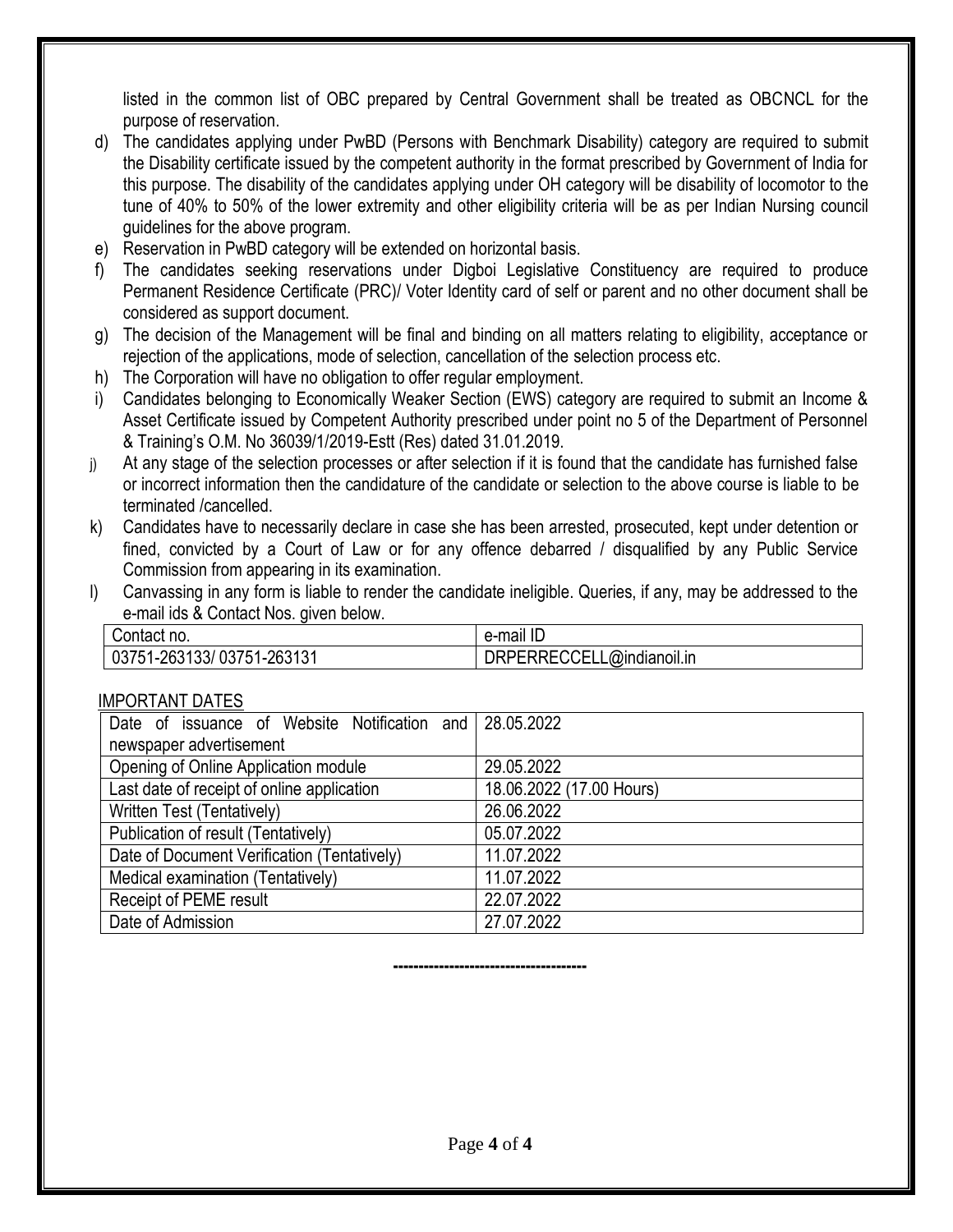listed in the common list of OBC prepared by Central Government shall be treated as OBCNCL for the purpose of reservation.

d) The candidates applying under PwBD (Persons with Benchmark Disability) category are required to submit the Disability certificate issued by the competent authority in the format prescribed by Government of India for this purpose. The disability of the candidates applying under OH category will be disability of locomotor to the tune of 40% to 50% of the lower extremity and other eligibility criteria will be as per Indian Nursing council guidelines for the above program.

e) Reservation in PwBD category will be extended on horizontal basis.

f) The candidates seeking reservations under Digboi Legislative Constituency are required to produce Permanent Residence Certificate (PRC)/ Voter Identity card of self or parent and no other document shall be considered as support document.

g) The decision of the Management will be final and binding on all matters relating to eligibility, acceptance or rejection of the applications, mode of selection, cancellation of the selection process etc.

h) The Corporation will have no obligation to offer regular employment.

i) Candidates belonging to Economically Weaker Section (EWS) category are required to submit an Income & Asset Certificate issued by Competent Authority prescribed under point no 5 of the Department of Personnel & Training's O.M. No 36039/1/2019-Estt (Res) dated 31.01.2019.

j) At any stage of the selection processes or after selection if it is found that the candidate has furnished false or incorrect information then the candidature of the candidate or selection to the above course is liable to be terminated /cancelled.

k) Candidates have to necessarily declare in case she has been arrested, prosecuted, kept under detention or fined, convicted by a Court of Law or for any offence debarred / disqualified by any Public Service Commission from appearing in its examination.

l) Canvassing in any form is liable to render the candidate ineligible. Queries, if any, may be addressed to the e-mail ids & Contact Nos. given below.

| Contact no. | e-mail ID |
|---|---|
| 03751-263133/ 03751-263131 | DRPERRECCELL@indianoil.in |

IMPORTANT DATES

| | |
|---|---|
| Date of issuance of Website Notification and newspaper advertisement | 28.05.2022 |
| Opening of Online Application module | 29.05.2022 |
| Last date of receipt of online application | 18.06.2022 (17.00 Hours) |
| Written Test (Tentatively) | 26.06.2022 |
| Publication of result (Tentatively) | 05.07.2022 |
| Date of Document Verification (Tentatively) | 11.07.2022 |
| Medical examination (Tentatively) | 11.07.2022 |
| Receipt of PEME result | 22.07.2022 |
| Date of Admission | 27.07.2022 |

---------------------------------------